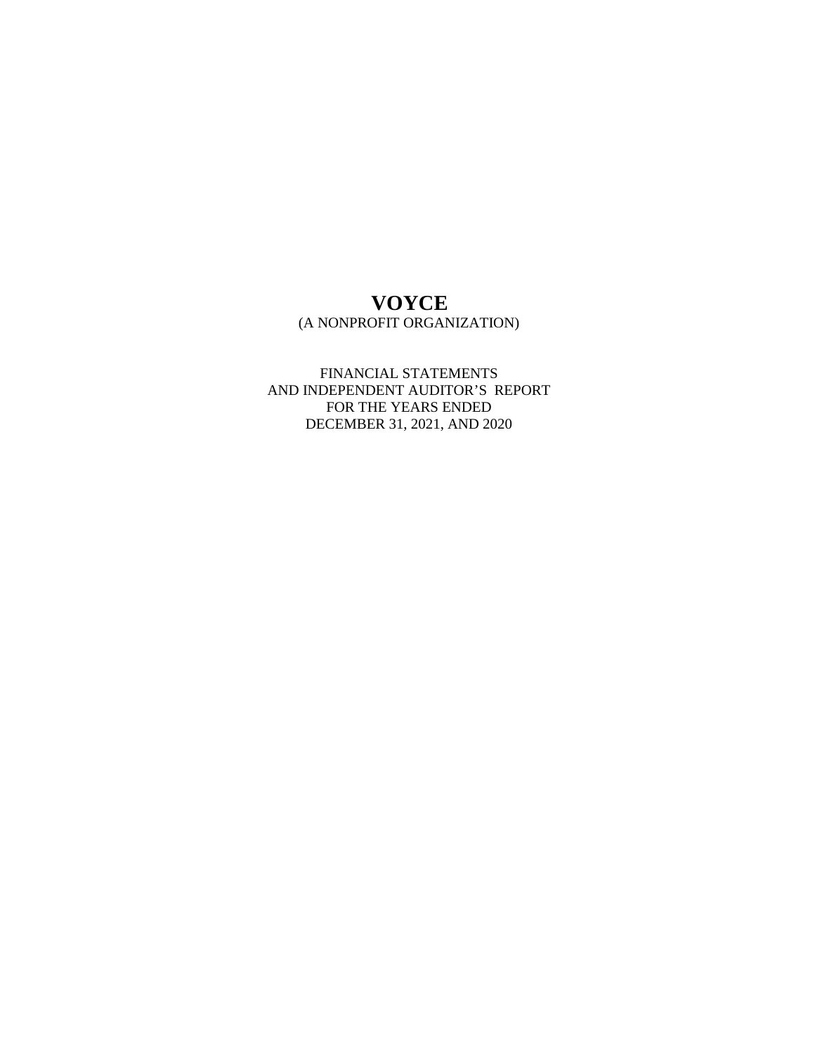# VOYCE

(A NONPROFIT ORGANIZATION)

FINANCIAL STATEMENTS
AND INDEPENDENT AUDITOR'S REPORT
FOR THE YEARS ENDED
DECEMBER 31, 2021, AND 2020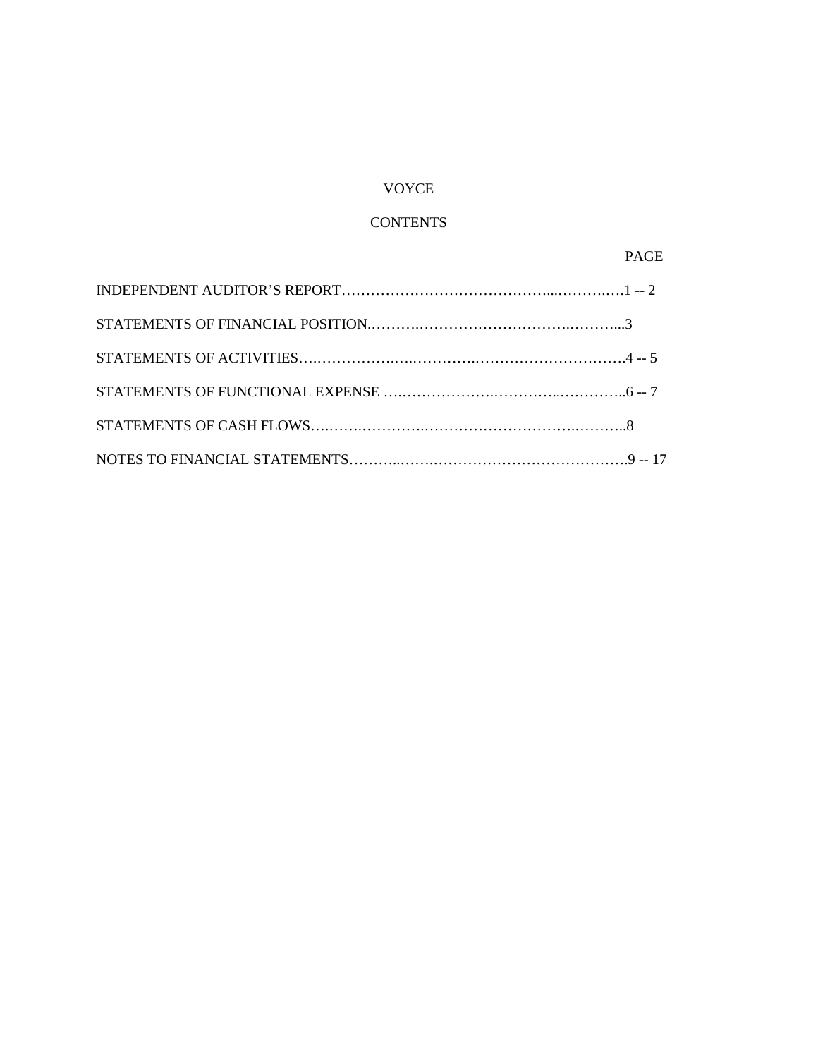# VOYCE

## CONTENTS

| | PAGE |
|---|---|
| INDEPENDENT AUDITOR'S REPORT | 1 -- 2 |
| STATEMENTS OF FINANCIAL POSITION | 3 |
| STATEMENTS OF ACTIVITIES | 4 -- 5 |
| STATEMENTS OF FUNCTIONAL EXPENSE | 6 -- 7 |
| STATEMENTS OF CASH FLOWS | 8 |
| NOTES TO FINANCIAL STATEMENTS | 9 -- 17 |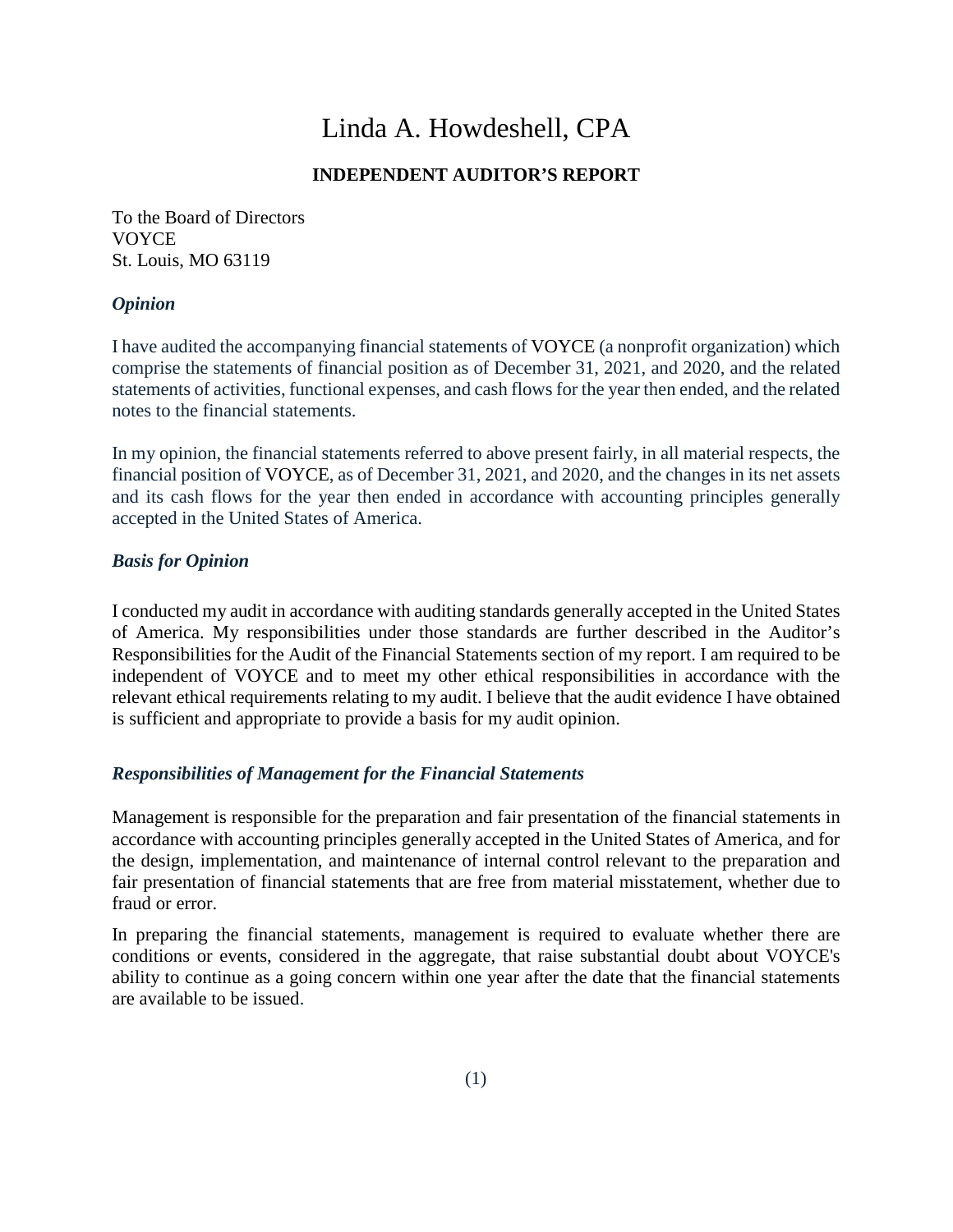# Linda A. Howdeshell, CPA

## INDEPENDENT AUDITOR'S REPORT

To the Board of Directors
VOYCE
St. Louis, MO 63119

### *Opinion*

I have audited the accompanying financial statements of VOYCE (a nonprofit organization) which comprise the statements of financial position as of December 31, 2021, and 2020, and the related statements of activities, functional expenses, and cash flows for the year then ended, and the related notes to the financial statements.

In my opinion, the financial statements referred to above present fairly, in all material respects, the financial position of VOYCE, as of December 31, 2021, and 2020, and the changes in its net assets and its cash flows for the year then ended in accordance with accounting principles generally accepted in the United States of America.

### *Basis for Opinion*

I conducted my audit in accordance with auditing standards generally accepted in the United States of America. My responsibilities under those standards are further described in the Auditor's Responsibilities for the Audit of the Financial Statements section of my report. I am required to be independent of VOYCE and to meet my other ethical responsibilities in accordance with the relevant ethical requirements relating to my audit. I believe that the audit evidence I have obtained is sufficient and appropriate to provide a basis for my audit opinion.

### *Responsibilities of Management for the Financial Statements*

Management is responsible for the preparation and fair presentation of the financial statements in accordance with accounting principles generally accepted in the United States of America, and for the design, implementation, and maintenance of internal control relevant to the preparation and fair presentation of financial statements that are free from material misstatement, whether due to fraud or error.

In preparing the financial statements, management is required to evaluate whether there are conditions or events, considered in the aggregate, that raise substantial doubt about VOYCE's ability to continue as a going concern within one year after the date that the financial statements are available to be issued.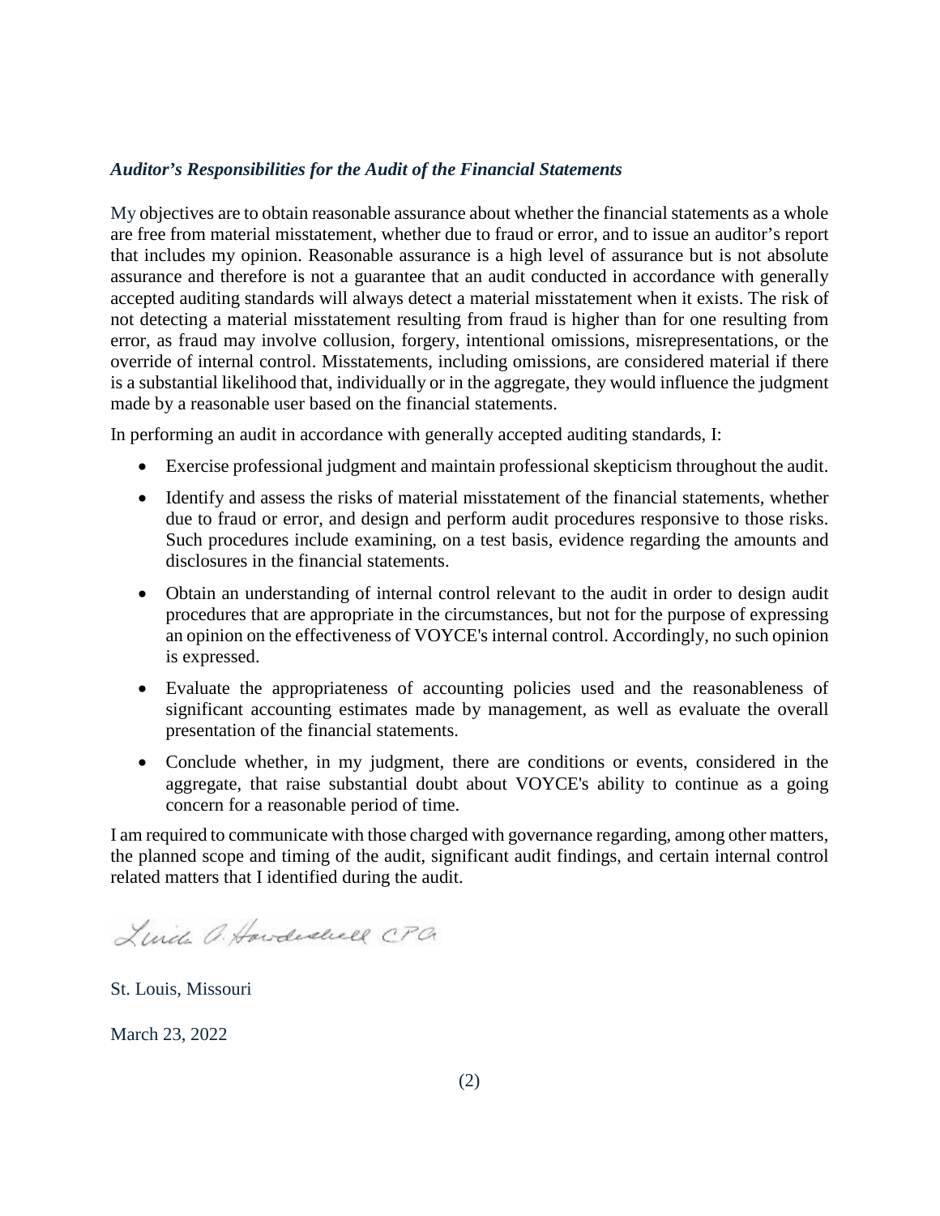***Auditor's Responsibilities for the Audit of the Financial Statements***

My objectives are to obtain reasonable assurance about whether the financial statements as a whole are free from material misstatement, whether due to fraud or error, and to issue an auditor's report that includes my opinion. Reasonable assurance is a high level of assurance but is not absolute assurance and therefore is not a guarantee that an audit conducted in accordance with generally accepted auditing standards will always detect a material misstatement when it exists. The risk of not detecting a material misstatement resulting from fraud is higher than for one resulting from error, as fraud may involve collusion, forgery, intentional omissions, misrepresentations, or the override of internal control. Misstatements, including omissions, are considered material if there is a substantial likelihood that, individually or in the aggregate, they would influence the judgment made by a reasonable user based on the financial statements.

In performing an audit in accordance with generally accepted auditing standards, I:

- Exercise professional judgment and maintain professional skepticism throughout the audit.
- Identify and assess the risks of material misstatement of the financial statements, whether due to fraud or error, and design and perform audit procedures responsive to those risks. Such procedures include examining, on a test basis, evidence regarding the amounts and disclosures in the financial statements.
- Obtain an understanding of internal control relevant to the audit in order to design audit procedures that are appropriate in the circumstances, but not for the purpose of expressing an opinion on the effectiveness of VOYCE's internal control. Accordingly, no such opinion is expressed.
- Evaluate the appropriateness of accounting policies used and the reasonableness of significant accounting estimates made by management, as well as evaluate the overall presentation of the financial statements.
- Conclude whether, in my judgment, there are conditions or events, considered in the aggregate, that raise substantial doubt about VOYCE's ability to continue as a going concern for a reasonable period of time.

I am required to communicate with those charged with governance regarding, among other matters, the planned scope and timing of the audit, significant audit findings, and certain internal control related matters that I identified during the audit.

Linda A. Hardeshell CPA

St. Louis, Missouri

March 23, 2022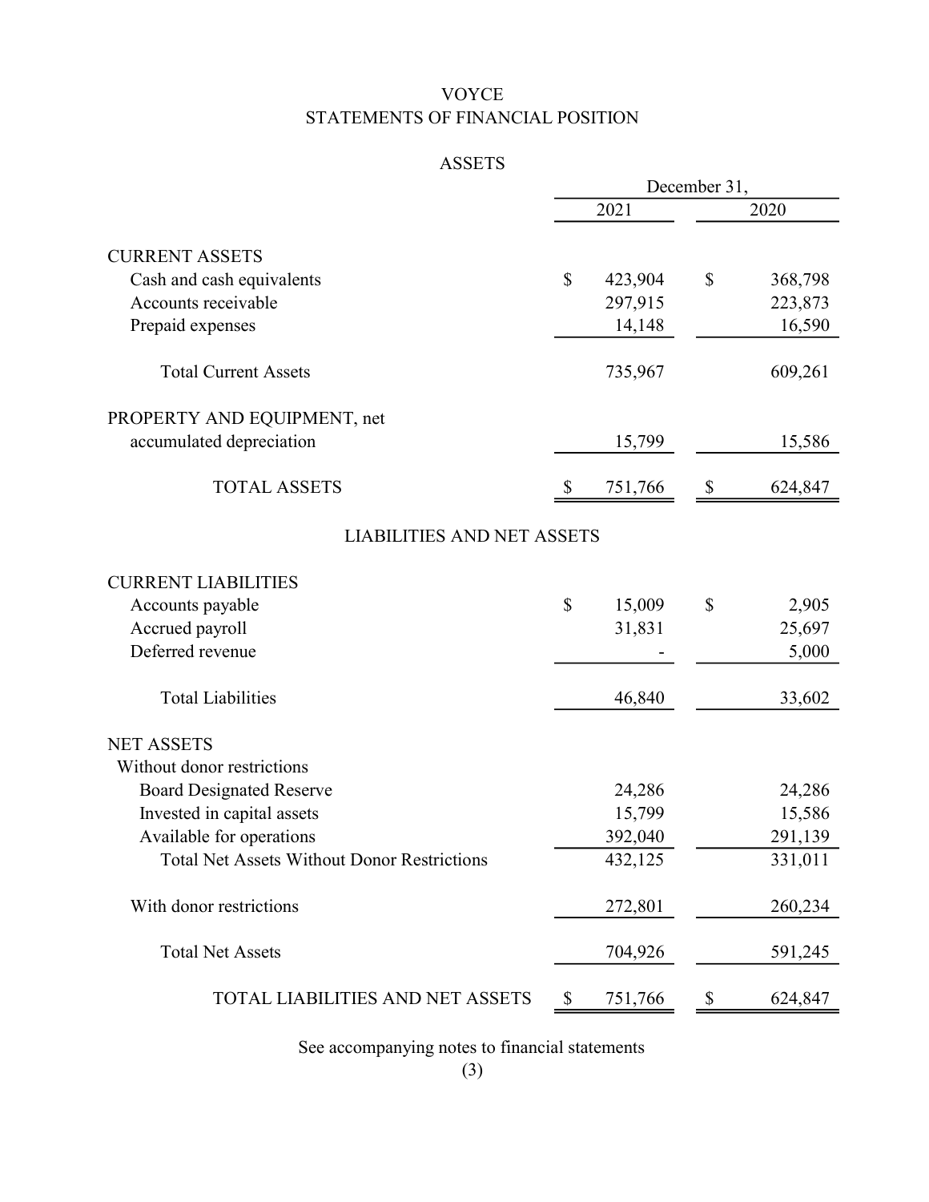# VOYCE

## STATEMENTS OF FINANCIAL POSITION

### ASSETS

| | December 31, 2021 | December 31, 2020 |
|---|---|---|
| **CURRENT ASSETS** | | |
| Cash and cash equivalents | $ 423,904 | $ 368,798 |
| Accounts receivable | 297,915 | 223,873 |
| Prepaid expenses | 14,148 | 16,590 |
| Total Current Assets | 735,967 | 609,261 |
| **PROPERTY AND EQUIPMENT, net accumulated depreciation** | 15,799 | 15,586 |
| TOTAL ASSETS | $ 751,766 | $ 624,847 |

### LIABILITIES AND NET ASSETS

| | December 31, 2021 | December 31, 2020 |
|---|---|---|
| **CURRENT LIABILITIES** | | |
| Accounts payable | $ 15,009 | $ 2,905 |
| Accrued payroll | 31,831 | 25,697 |
| Deferred revenue | - | 5,000 |
| Total Liabilities | 46,840 | 33,602 |
| **NET ASSETS** | | |
| Without donor restrictions | | |
| Board Designated Reserve | 24,286 | 24,286 |
| Invested in capital assets | 15,799 | 15,586 |
| Available for operations | 392,040 | 291,139 |
| Total Net Assets Without Donor Restrictions | 432,125 | 331,011 |
| With donor restrictions | 272,801 | 260,234 |
| Total Net Assets | 704,926 | 591,245 |
| TOTAL LIABILITIES AND NET ASSETS | $ 751,766 | $ 624,847 |

See accompanying notes to financial statements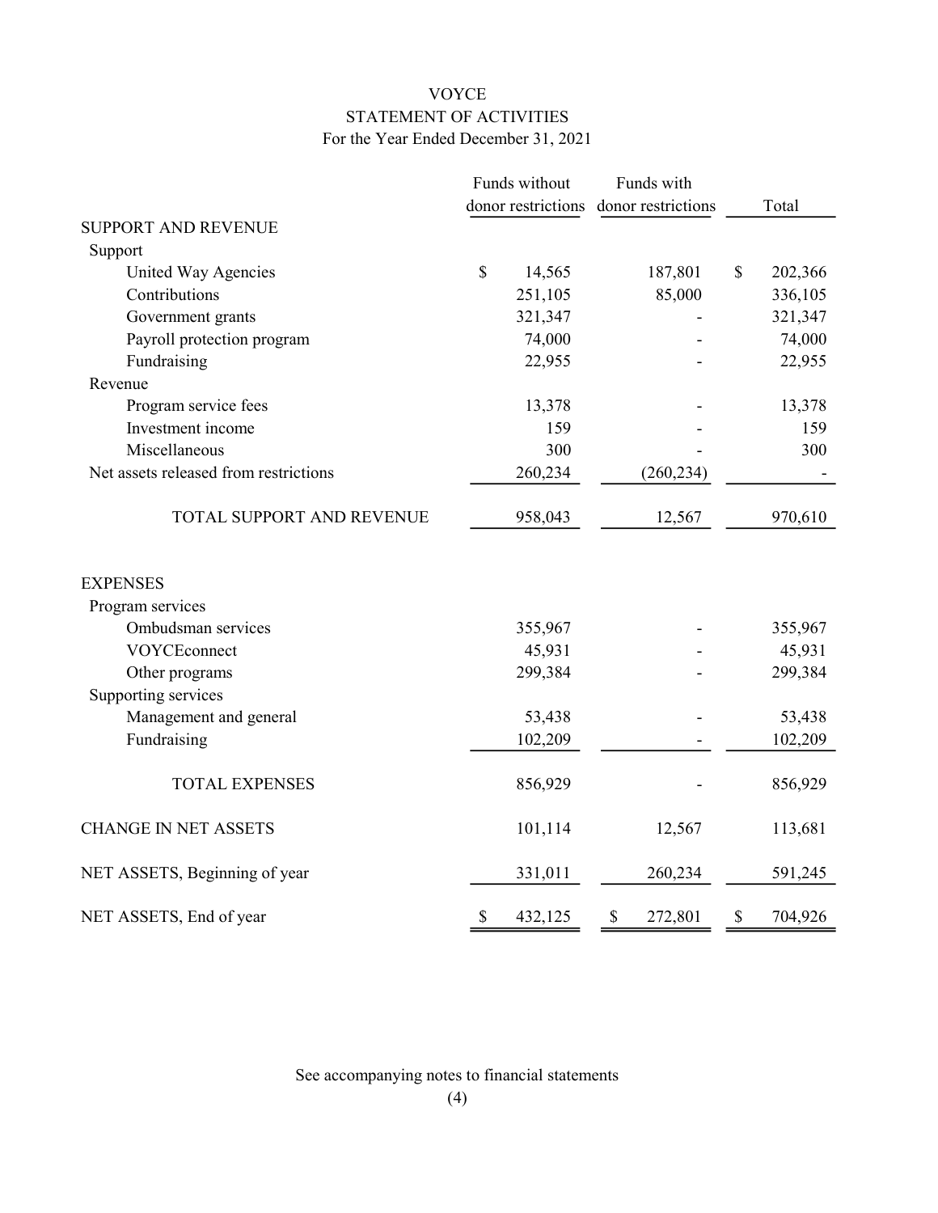# VOYCE

## STATEMENT OF ACTIVITIES

For the Year Ended December 31, 2021

| | Funds without donor restrictions | Funds with donor restrictions | Total |
|---|---|---|---|
| **SUPPORT AND REVENUE** | | | |
| Support | | | |
| United Way Agencies | $ 14,565 | 187,801 | $ 202,366 |
| Contributions | 251,105 | 85,000 | 336,105 |
| Government grants | 321,347 | - | 321,347 |
| Payroll protection program | 74,000 | - | 74,000 |
| Fundraising | 22,955 | - | 22,955 |
| Revenue | | | |
| Program service fees | 13,378 | - | 13,378 |
| Investment income | 159 | - | 159 |
| Miscellaneous | 300 | - | 300 |
| Net assets released from restrictions | 260,234 | (260,234) | - |
| TOTAL SUPPORT AND REVENUE | 958,043 | 12,567 | 970,610 |
| **EXPENSES** | | | |
| Program services | | | |
| Ombudsman services | 355,967 | - | 355,967 |
| VOYCEconnect | 45,931 | - | 45,931 |
| Other programs | 299,384 | - | 299,384 |
| Supporting services | | | |
| Management and general | 53,438 | - | 53,438 |
| Fundraising | 102,209 | - | 102,209 |
| TOTAL EXPENSES | 856,929 | - | 856,929 |
| CHANGE IN NET ASSETS | 101,114 | 12,567 | 113,681 |
| NET ASSETS, Beginning of year | 331,011 | 260,234 | 591,245 |
| NET ASSETS, End of year | $ 432,125 | $ 272,801 | $ 704,926 |

See accompanying notes to financial statements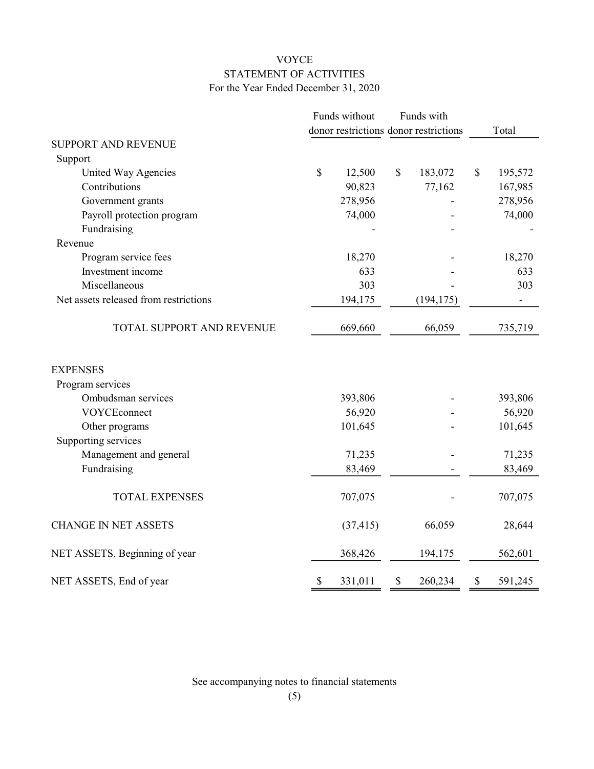# VOYCE

## STATEMENT OF ACTIVITIES

For the Year Ended December 31, 2020

| | Funds without donor restrictions | Funds with donor restrictions | Total |
|---|---|---|---|
| **SUPPORT AND REVENUE** | | | |
| Support | | | |
| United Way Agencies | $ 12,500 | $ 183,072 | $ 195,572 |
| Contributions | 90,823 | 77,162 | 167,985 |
| Government grants | 278,956 | - | 278,956 |
| Payroll protection program | 74,000 | - | 74,000 |
| Fundraising | - | - | - |
| Revenue | | | |
| Program service fees | 18,270 | - | 18,270 |
| Investment income | 633 | - | 633 |
| Miscellaneous | 303 | - | 303 |
| Net assets released from restrictions | 194,175 | (194,175) | - |
| TOTAL SUPPORT AND REVENUE | 669,660 | 66,059 | 735,719 |
| **EXPENSES** | | | |
| Program services | | | |
| Ombudsman services | 393,806 | - | 393,806 |
| VOYCEconnect | 56,920 | - | 56,920 |
| Other programs | 101,645 | - | 101,645 |
| Supporting services | | | |
| Management and general | 71,235 | - | 71,235 |
| Fundraising | 83,469 | - | 83,469 |
| TOTAL EXPENSES | 707,075 | - | 707,075 |
| CHANGE IN NET ASSETS | (37,415) | 66,059 | 28,644 |
| NET ASSETS, Beginning of year | 368,426 | 194,175 | 562,601 |
| NET ASSETS, End of year | $ 331,011 | $ 260,234 | $ 591,245 |

See accompanying notes to financial statements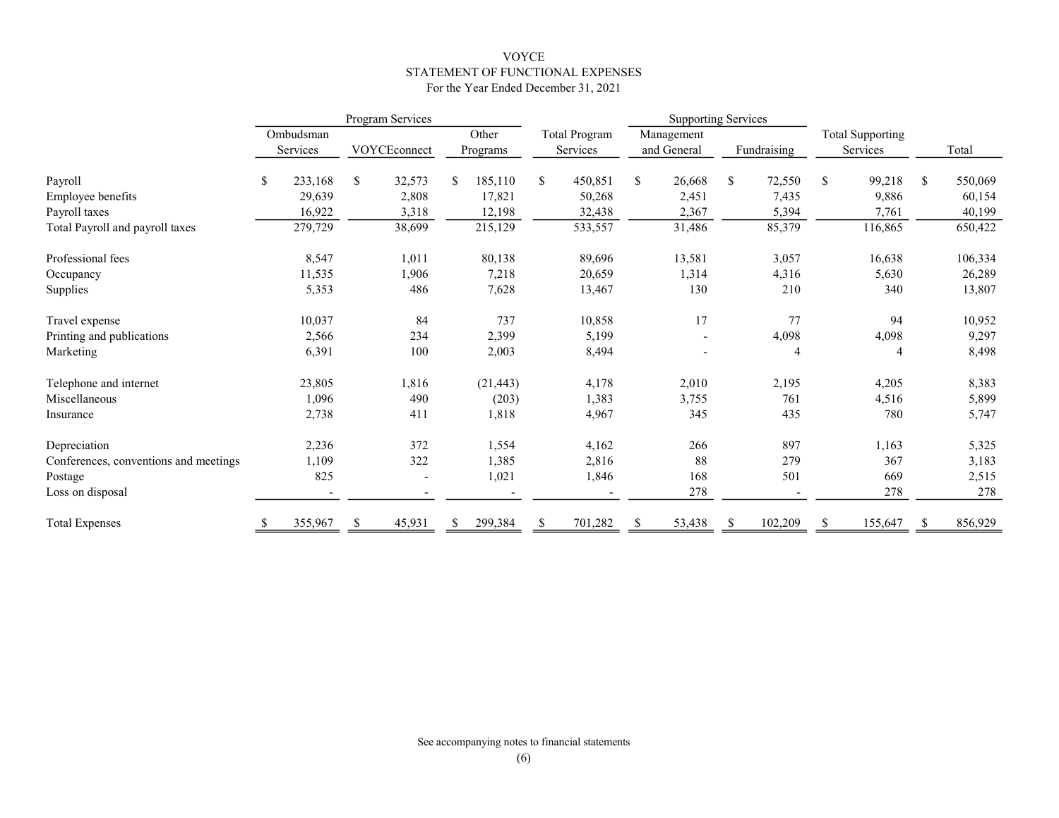# VOYCE
## STATEMENT OF FUNCTIONAL EXPENSES
### For the Year Ended December 31, 2021

| | Program Services | | | | Supporting Services | | | |
|---|---|---|---|---|---|---|---|---|
| | Ombudsman Services | VOYCEconnect | Other Programs | Total Program Services | Management and General | Fundraising | Total Supporting Services | Total |
| Payroll | $ 233,168 | $ 32,573 | $ 185,110 | $ 450,851 | $ 26,668 | $ 72,550 | $ 99,218 | $ 550,069 |
| Employee benefits | 29,639 | 2,808 | 17,821 | 50,268 | 2,451 | 7,435 | 9,886 | 60,154 |
| Payroll taxes | 16,922 | 3,318 | 12,198 | 32,438 | 2,367 | 5,394 | 7,761 | 40,199 |
| Total Payroll and payroll taxes | 279,729 | 38,699 | 215,129 | 533,557 | 31,486 | 85,379 | 116,865 | 650,422 |
| Professional fees | 8,547 | 1,011 | 80,138 | 89,696 | 13,581 | 3,057 | 16,638 | 106,334 |
| Occupancy | 11,535 | 1,906 | 7,218 | 20,659 | 1,314 | 4,316 | 5,630 | 26,289 |
| Supplies | 5,353 | 486 | 7,628 | 13,467 | 130 | 210 | 340 | 13,807 |
| Travel expense | 10,037 | 84 | 737 | 10,858 | 17 | 77 | 94 | 10,952 |
| Printing and publications | 2,566 | 234 | 2,399 | 5,199 | - | 4,098 | 4,098 | 9,297 |
| Marketing | 6,391 | 100 | 2,003 | 8,494 | - | 4 | 4 | 8,498 |
| Telephone and internet | 23,805 | 1,816 | (21,443) | 4,178 | 2,010 | 2,195 | 4,205 | 8,383 |
| Miscellaneous | 1,096 | 490 | (203) | 1,383 | 3,755 | 761 | 4,516 | 5,899 |
| Insurance | 2,738 | 411 | 1,818 | 4,967 | 345 | 435 | 780 | 5,747 |
| Depreciation | 2,236 | 372 | 1,554 | 4,162 | 266 | 897 | 1,163 | 5,325 |
| Conferences, conventions and meetings | 1,109 | 322 | 1,385 | 2,816 | 88 | 279 | 367 | 3,183 |
| Postage | 825 | - | 1,021 | 1,846 | 168 | 501 | 669 | 2,515 |
| Loss on disposal | - | - | - | - | 278 | - | 278 | 278 |
| Total Expenses | $ 355,967 | $ 45,931 | $ 299,384 | $ 701,282 | $ 53,438 | $ 102,209 | $ 155,647 | $ 856,929 |

See accompanying notes to financial statements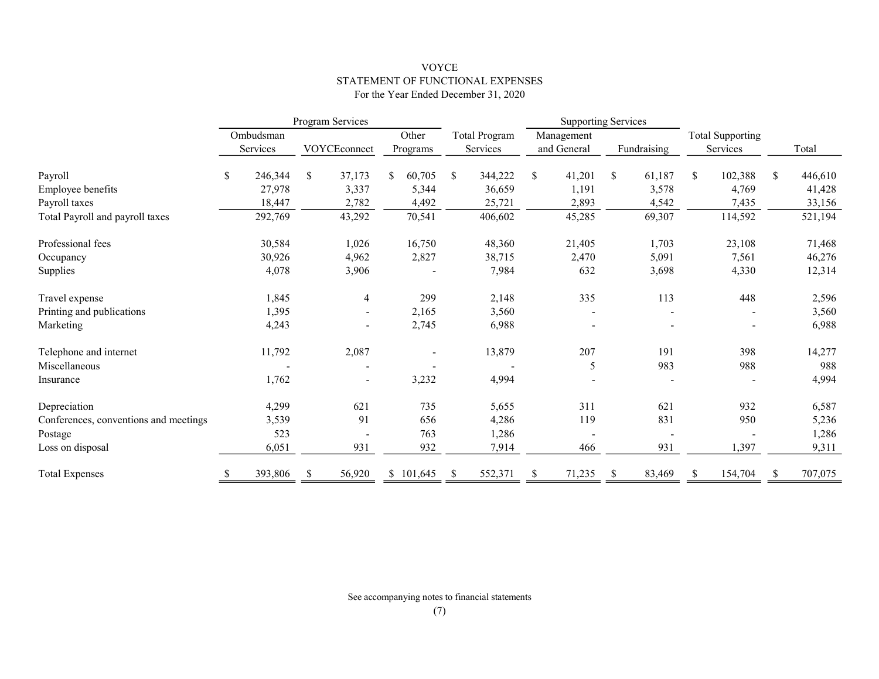VOYCE
STATEMENT OF FUNCTIONAL EXPENSES
For the Year Ended December 31, 2020

| | Program Services | | | | Supporting Services | | | |
|---|---|---|---|---|---|---|---|---|
| | Ombudsman Services | VOYCEconnect | Other Programs | Total Program Services | Management and General | Fundraising | Total Supporting Services | Total |
| Payroll | $ 246,344 | $ 37,173 | $ 60,705 | $ 344,222 | $ 41,201 | $ 61,187 | $ 102,388 | $ 446,610 |
| Employee benefits | 27,978 | 3,337 | 5,344 | 36,659 | 1,191 | 3,578 | 4,769 | 41,428 |
| Payroll taxes | 18,447 | 2,782 | 4,492 | 25,721 | 2,893 | 4,542 | 7,435 | 33,156 |
| Total Payroll and payroll taxes | 292,769 | 43,292 | 70,541 | 406,602 | 45,285 | 69,307 | 114,592 | 521,194 |
| Professional fees | 30,584 | 1,026 | 16,750 | 48,360 | 21,405 | 1,703 | 23,108 | 71,468 |
| Occupancy | 30,926 | 4,962 | 2,827 | 38,715 | 2,470 | 5,091 | 7,561 | 46,276 |
| Supplies | 4,078 | 3,906 | - | 7,984 | 632 | 3,698 | 4,330 | 12,314 |
| Travel expense | 1,845 | 4 | 299 | 2,148 | 335 | 113 | 448 | 2,596 |
| Printing and publications | 1,395 | - | 2,165 | 3,560 | - | - | - | 3,560 |
| Marketing | 4,243 | - | 2,745 | 6,988 | - | - | - | 6,988 |
| Telephone and internet | 11,792 | 2,087 | - | 13,879 | 207 | 191 | 398 | 14,277 |
| Miscellaneous | - | - | - | - | 5 | 983 | 988 | 988 |
| Insurance | 1,762 | - | 3,232 | 4,994 | - | - | - | 4,994 |
| Depreciation | 4,299 | 621 | 735 | 5,655 | 311 | 621 | 932 | 6,587 |
| Conferences, conventions and meetings | 3,539 | 91 | 656 | 4,286 | 119 | 831 | 950 | 5,236 |
| Postage | 523 | - | 763 | 1,286 | - | - | - | 1,286 |
| Loss on disposal | 6,051 | 931 | 932 | 7,914 | 466 | 931 | 1,397 | 9,311 |
| Total Expenses | $ 393,806 | $ 56,920 | $ 101,645 | $ 552,371 | $ 71,235 | $ 83,469 | $ 154,704 | $ 707,075 |

See accompanying notes to financial statements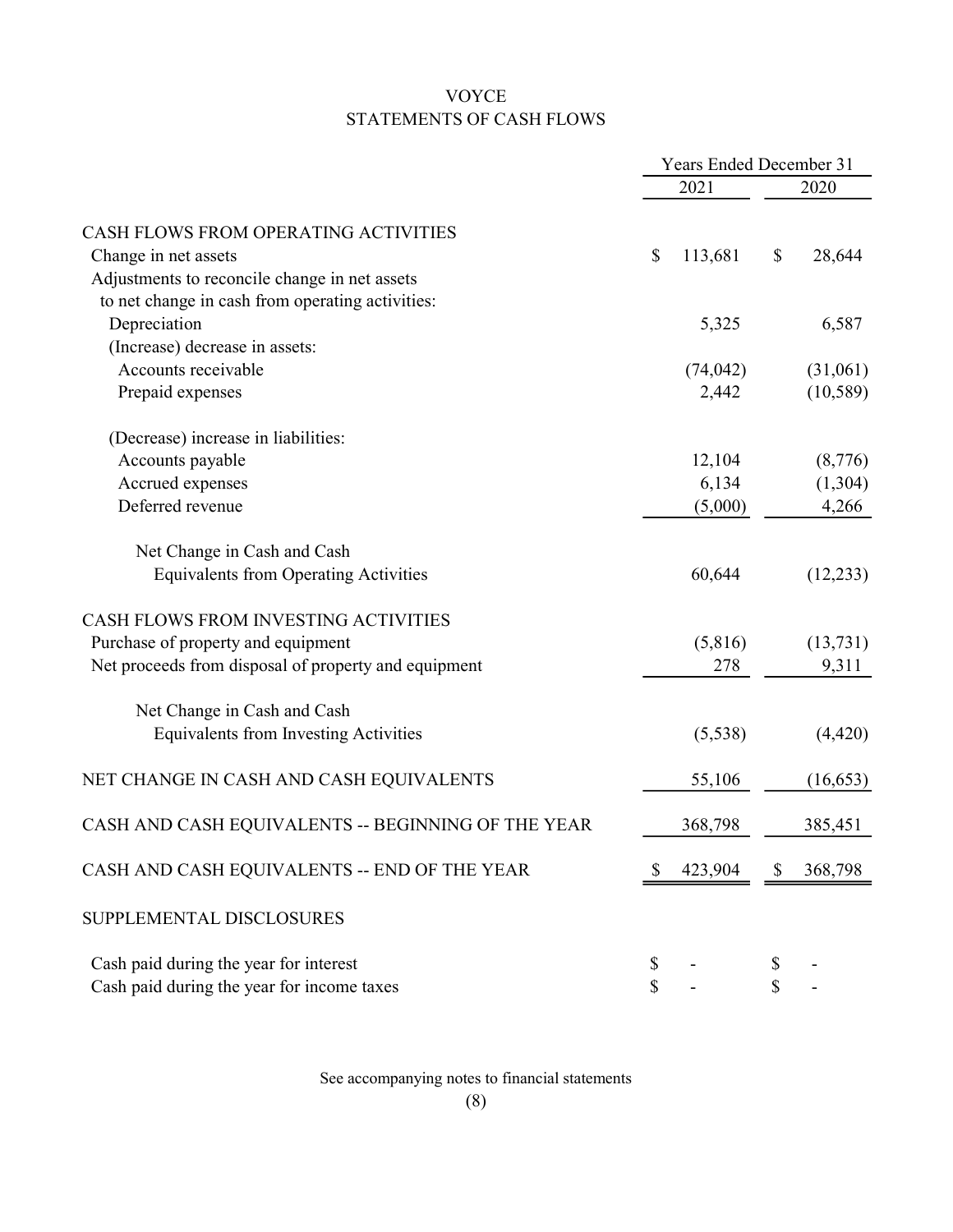# VOYCE

## STATEMENTS OF CASH FLOWS

| | Years Ended December 31 | |
|---|---|---|
| | 2021 | 2020 |
| **CASH FLOWS FROM OPERATING ACTIVITIES** | | |
| Change in net assets | $ 113,681 | $ 28,644 |
| Adjustments to reconcile change in net assets to net change in cash from operating activities: | | |
| Depreciation | 5,325 | 6,587 |
| (Increase) decrease in assets: | | |
| Accounts receivable | (74,042) | (31,061) |
| Prepaid expenses | 2,442 | (10,589) |
| (Decrease) increase in liabilities: | | |
| Accounts payable | 12,104 | (8,776) |
| Accrued expenses | 6,134 | (1,304) |
| Deferred revenue | (5,000) | 4,266 |
| Net Change in Cash and Cash Equivalents from Operating Activities | 60,644 | (12,233) |
| **CASH FLOWS FROM INVESTING ACTIVITIES** | | |
| Purchase of property and equipment | (5,816) | (13,731) |
| Net proceeds from disposal of property and equipment | 278 | 9,311 |
| Net Change in Cash and Cash Equivalents from Investing Activities | (5,538) | (4,420) |
| NET CHANGE IN CASH AND CASH EQUIVALENTS | 55,106 | (16,653) |
| CASH AND CASH EQUIVALENTS -- BEGINNING OF THE YEAR | 368,798 | 385,451 |
| CASH AND CASH EQUIVALENTS -- END OF THE YEAR | $ 423,904 | $ 368,798 |
| **SUPPLEMENTAL DISCLOSURES** | | |
| Cash paid during the year for interest | $ - | $ - |
| Cash paid during the year for income taxes | $ - | $ - |

See accompanying notes to financial statements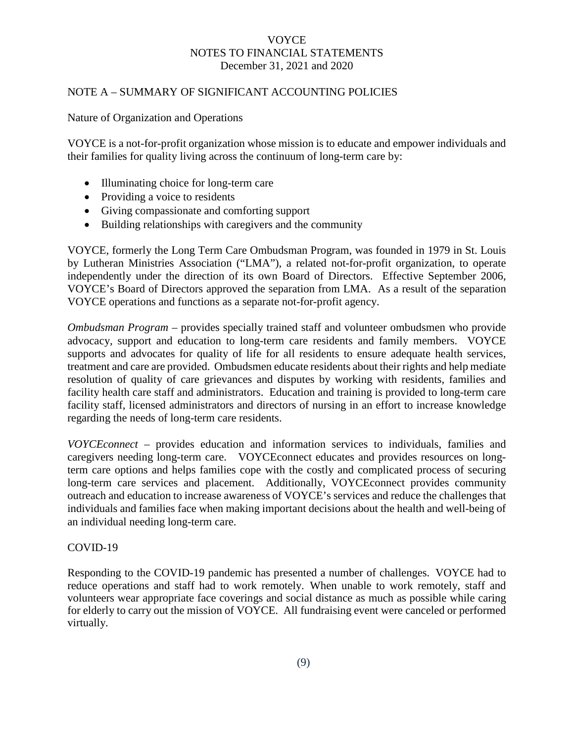# VOYCE
## NOTES TO FINANCIAL STATEMENTS
### December 31, 2021 and 2020

## NOTE A – SUMMARY OF SIGNIFICANT ACCOUNTING POLICIES

### Nature of Organization and Operations

VOYCE is a not-for-profit organization whose mission is to educate and empower individuals and their families for quality living across the continuum of long-term care by:

- Illuminating choice for long-term care
- Providing a voice to residents
- Giving compassionate and comforting support
- Building relationships with caregivers and the community

VOYCE, formerly the Long Term Care Ombudsman Program, was founded in 1979 in St. Louis by Lutheran Ministries Association ("LMA"), a related not-for-profit organization, to operate independently under the direction of its own Board of Directors. Effective September 2006, VOYCE's Board of Directors approved the separation from LMA. As a result of the separation VOYCE operations and functions as a separate not-for-profit agency.

*Ombudsman Program* – provides specially trained staff and volunteer ombudsmen who provide advocacy, support and education to long-term care residents and family members. VOYCE supports and advocates for quality of life for all residents to ensure adequate health services, treatment and care are provided. Ombudsmen educate residents about their rights and help mediate resolution of quality of care grievances and disputes by working with residents, families and facility health care staff and administrators. Education and training is provided to long-term care facility staff, licensed administrators and directors of nursing in an effort to increase knowledge regarding the needs of long-term care residents.

*VOYCEconnect* – provides education and information services to individuals, families and caregivers needing long-term care. VOYCEconnect educates and provides resources on long-term care options and helps families cope with the costly and complicated process of securing long-term care services and placement. Additionally, VOYCEconnect provides community outreach and education to increase awareness of VOYCE's services and reduce the challenges that individuals and families face when making important decisions about the health and well-being of an individual needing long-term care.

### COVID-19

Responding to the COVID-19 pandemic has presented a number of challenges. VOYCE had to reduce operations and staff had to work remotely. When unable to work remotely, staff and volunteers wear appropriate face coverings and social distance as much as possible while caring for elderly to carry out the mission of VOYCE. All fundraising event were canceled or performed virtually.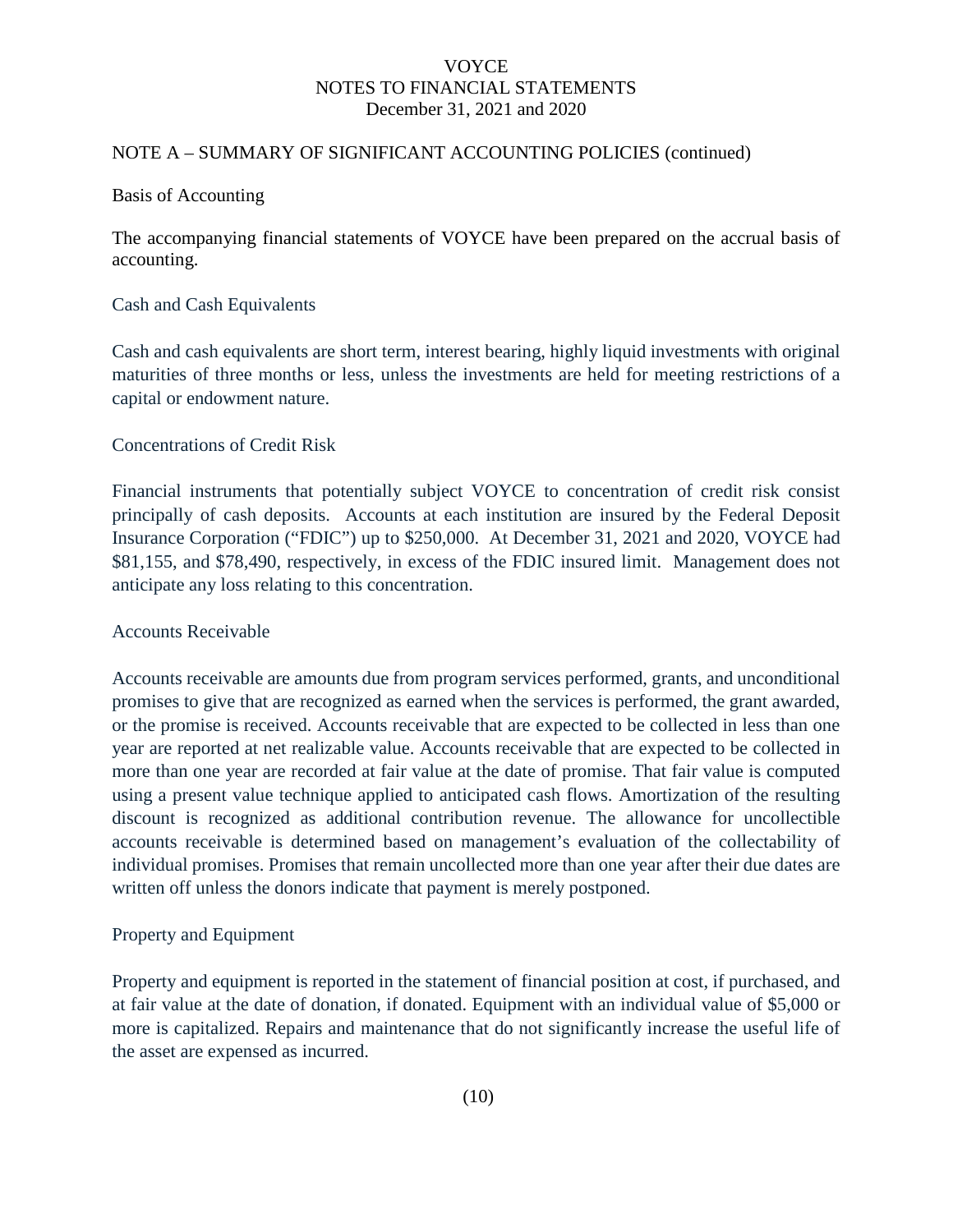# VOYCE
## NOTES TO FINANCIAL STATEMENTS
### December 31, 2021 and 2020

NOTE A – SUMMARY OF SIGNIFICANT ACCOUNTING POLICIES (continued)

Basis of Accounting

The accompanying financial statements of VOYCE have been prepared on the accrual basis of accounting.

Cash and Cash Equivalents

Cash and cash equivalents are short term, interest bearing, highly liquid investments with original maturities of three months or less, unless the investments are held for meeting restrictions of a capital or endowment nature.

Concentrations of Credit Risk

Financial instruments that potentially subject VOYCE to concentration of credit risk consist principally of cash deposits. Accounts at each institution are insured by the Federal Deposit Insurance Corporation ("FDIC") up to $250,000. At December 31, 2021 and 2020, VOYCE had $81,155, and $78,490, respectively, in excess of the FDIC insured limit. Management does not anticipate any loss relating to this concentration.

Accounts Receivable

Accounts receivable are amounts due from program services performed, grants, and unconditional promises to give that are recognized as earned when the services is performed, the grant awarded, or the promise is received. Accounts receivable that are expected to be collected in less than one year are reported at net realizable value. Accounts receivable that are expected to be collected in more than one year are recorded at fair value at the date of promise. That fair value is computed using a present value technique applied to anticipated cash flows. Amortization of the resulting discount is recognized as additional contribution revenue. The allowance for uncollectible accounts receivable is determined based on management's evaluation of the collectability of individual promises. Promises that remain uncollected more than one year after their due dates are written off unless the donors indicate that payment is merely postponed.

Property and Equipment

Property and equipment is reported in the statement of financial position at cost, if purchased, and at fair value at the date of donation, if donated. Equipment with an individual value of $5,000 or more is capitalized. Repairs and maintenance that do not significantly increase the useful life of the asset are expensed as incurred.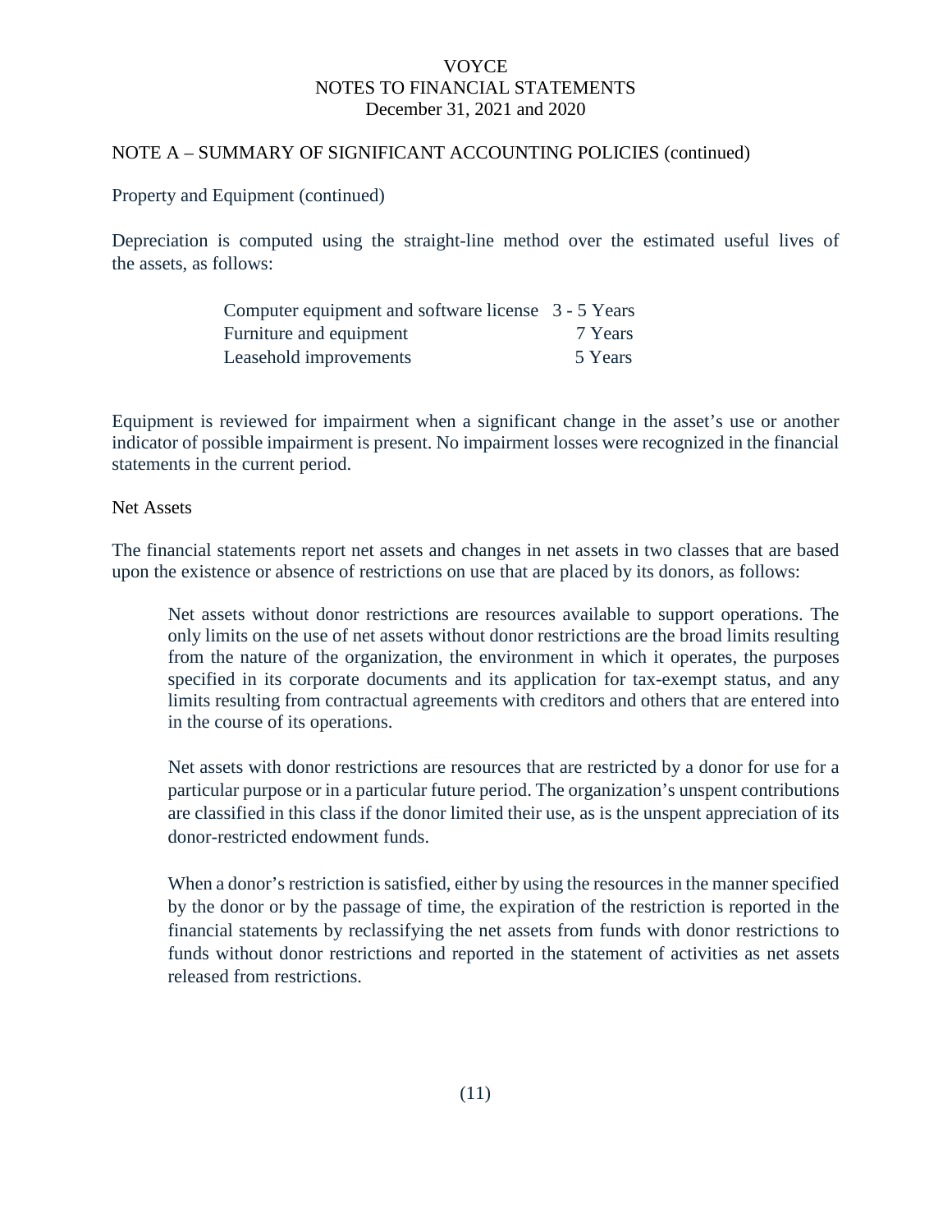## NOTE A – SUMMARY OF SIGNIFICANT ACCOUNTING POLICIES (continued)

### Property and Equipment (continued)

Depreciation is computed using the straight-line method over the estimated useful lives of the assets, as follows:

| | |
|---|---|
| Computer equipment and software license | 3 - 5 Years |
| Furniture and equipment | 7 Years |
| Leasehold improvements | 5 Years |

Equipment is reviewed for impairment when a significant change in the asset's use or another indicator of possible impairment is present. No impairment losses were recognized in the financial statements in the current period.

### Net Assets

The financial statements report net assets and changes in net assets in two classes that are based upon the existence or absence of restrictions on use that are placed by its donors, as follows:

Net assets without donor restrictions are resources available to support operations. The only limits on the use of net assets without donor restrictions are the broad limits resulting from the nature of the organization, the environment in which it operates, the purposes specified in its corporate documents and its application for tax-exempt status, and any limits resulting from contractual agreements with creditors and others that are entered into in the course of its operations.

Net assets with donor restrictions are resources that are restricted by a donor for use for a particular purpose or in a particular future period. The organization's unspent contributions are classified in this class if the donor limited their use, as is the unspent appreciation of its donor-restricted endowment funds.

When a donor's restriction is satisfied, either by using the resources in the manner specified by the donor or by the passage of time, the expiration of the restriction is reported in the financial statements by reclassifying the net assets from funds with donor restrictions to funds without donor restrictions and reported in the statement of activities as net assets released from restrictions.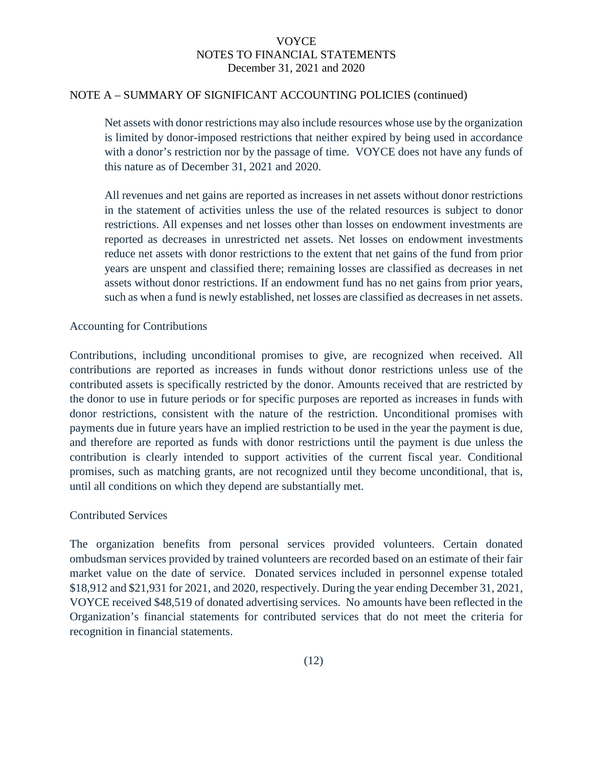NOTE A – SUMMARY OF SIGNIFICANT ACCOUNTING POLICIES (continued)

Net assets with donor restrictions may also include resources whose use by the organization is limited by donor-imposed restrictions that neither expired by being used in accordance with a donor's restriction nor by the passage of time. VOYCE does not have any funds of this nature as of December 31, 2021 and 2020.

All revenues and net gains are reported as increases in net assets without donor restrictions in the statement of activities unless the use of the related resources is subject to donor restrictions. All expenses and net losses other than losses on endowment investments are reported as decreases in unrestricted net assets. Net losses on endowment investments reduce net assets with donor restrictions to the extent that net gains of the fund from prior years are unspent and classified there; remaining losses are classified as decreases in net assets without donor restrictions. If an endowment fund has no net gains from prior years, such as when a fund is newly established, net losses are classified as decreases in net assets.

Accounting for Contributions

Contributions, including unconditional promises to give, are recognized when received. All contributions are reported as increases in funds without donor restrictions unless use of the contributed assets is specifically restricted by the donor. Amounts received that are restricted by the donor to use in future periods or for specific purposes are reported as increases in funds with donor restrictions, consistent with the nature of the restriction. Unconditional promises with payments due in future years have an implied restriction to be used in the year the payment is due, and therefore are reported as funds with donor restrictions until the payment is due unless the contribution is clearly intended to support activities of the current fiscal year. Conditional promises, such as matching grants, are not recognized until they become unconditional, that is, until all conditions on which they depend are substantially met.

Contributed Services

The organization benefits from personal services provided volunteers. Certain donated ombudsman services provided by trained volunteers are recorded based on an estimate of their fair market value on the date of service. Donated services included in personnel expense totaled $18,912 and $21,931 for 2021, and 2020, respectively. During the year ending December 31, 2021, VOYCE received $48,519 of donated advertising services. No amounts have been reflected in the Organization's financial statements for contributed services that do not meet the criteria for recognition in financial statements.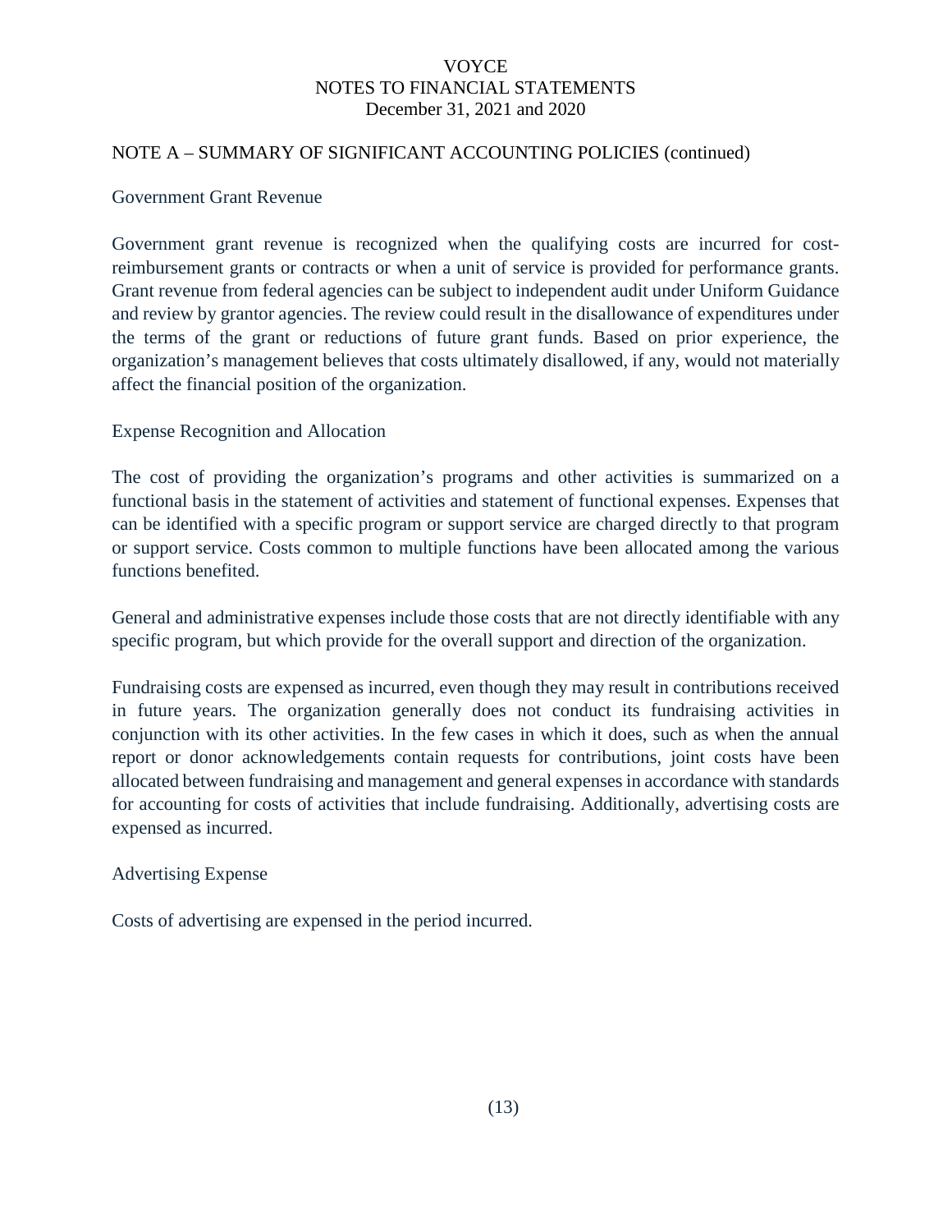## NOTE A – SUMMARY OF SIGNIFICANT ACCOUNTING POLICIES (continued)

### Government Grant Revenue

Government grant revenue is recognized when the qualifying costs are incurred for cost-reimbursement grants or contracts or when a unit of service is provided for performance grants. Grant revenue from federal agencies can be subject to independent audit under Uniform Guidance and review by grantor agencies. The review could result in the disallowance of expenditures under the terms of the grant or reductions of future grant funds. Based on prior experience, the organization's management believes that costs ultimately disallowed, if any, would not materially affect the financial position of the organization.

### Expense Recognition and Allocation

The cost of providing the organization's programs and other activities is summarized on a functional basis in the statement of activities and statement of functional expenses. Expenses that can be identified with a specific program or support service are charged directly to that program or support service. Costs common to multiple functions have been allocated among the various functions benefited.

General and administrative expenses include those costs that are not directly identifiable with any specific program, but which provide for the overall support and direction of the organization.

Fundraising costs are expensed as incurred, even though they may result in contributions received in future years. The organization generally does not conduct its fundraising activities in conjunction with its other activities. In the few cases in which it does, such as when the annual report or donor acknowledgements contain requests for contributions, joint costs have been allocated between fundraising and management and general expenses in accordance with standards for accounting for costs of activities that include fundraising. Additionally, advertising costs are expensed as incurred.

### Advertising Expense

Costs of advertising are expensed in the period incurred.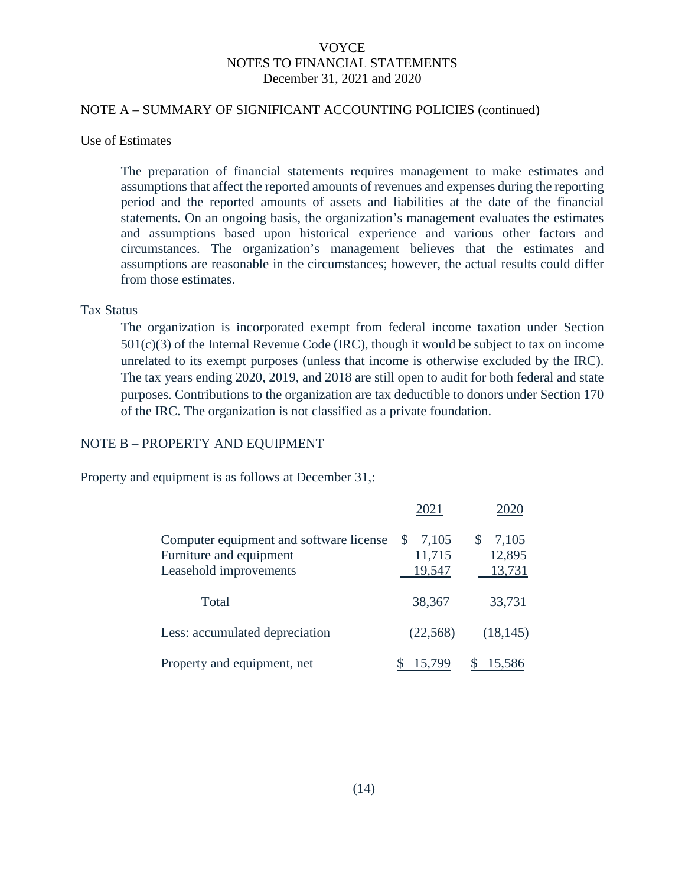VOYCE
NOTES TO FINANCIAL STATEMENTS
December 31, 2021 and 2020

## NOTE A – SUMMARY OF SIGNIFICANT ACCOUNTING POLICIES (continued)

### Use of Estimates

The preparation of financial statements requires management to make estimates and assumptions that affect the reported amounts of revenues and expenses during the reporting period and the reported amounts of assets and liabilities at the date of the financial statements. On an ongoing basis, the organization's management evaluates the estimates and assumptions based upon historical experience and various other factors and circumstances. The organization's management believes that the estimates and assumptions are reasonable in the circumstances; however, the actual results could differ from those estimates.

### Tax Status

The organization is incorporated exempt from federal income taxation under Section 501(c)(3) of the Internal Revenue Code (IRC), though it would be subject to tax on income unrelated to its exempt purposes (unless that income is otherwise excluded by the IRC). The tax years ending 2020, 2019, and 2018 are still open to audit for both federal and state purposes. Contributions to the organization are tax deductible to donors under Section 170 of the IRC. The organization is not classified as a private foundation.

## NOTE B – PROPERTY AND EQUIPMENT

Property and equipment is as follows at December 31,:

| | 2021 | 2020 |
|---|---|---|
| Computer equipment and software license | $ 7,105 | $ 7,105 |
| Furniture and equipment | 11,715 | 12,895 |
| Leasehold improvements | 19,547 | 13,731 |
| Total | 38,367 | 33,731 |
| Less: accumulated depreciation | (22,568) | (18,145) |
| Property and equipment, net | $ 15,799 | $ 15,586 |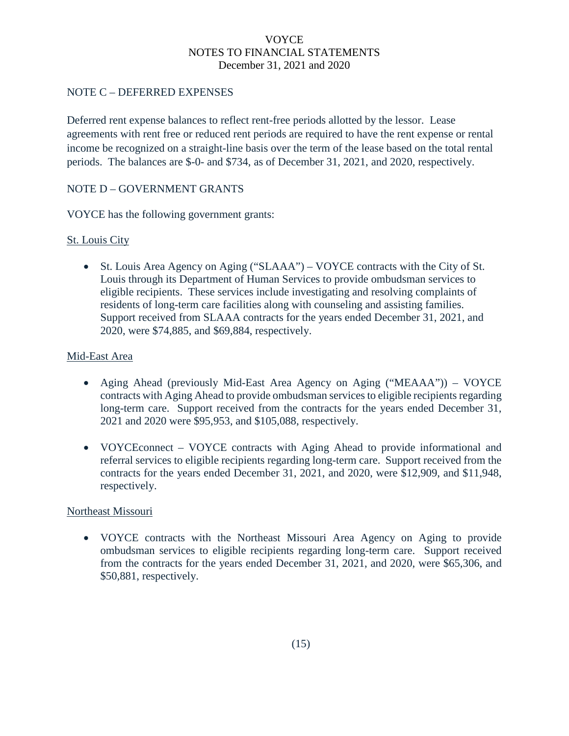## NOTE C – DEFERRED EXPENSES

Deferred rent expense balances to reflect rent-free periods allotted by the lessor. Lease agreements with rent free or reduced rent periods are required to have the rent expense or rental income be recognized on a straight-line basis over the term of the lease based on the total rental periods. The balances are $-0- and $734, as of December 31, 2021, and 2020, respectively.

## NOTE D – GOVERNMENT GRANTS

VOYCE has the following government grants:

St. Louis City

- St. Louis Area Agency on Aging ("SLAAA") – VOYCE contracts with the City of St. Louis through its Department of Human Services to provide ombudsman services to eligible recipients. These services include investigating and resolving complaints of residents of long-term care facilities along with counseling and assisting families. Support received from SLAAA contracts for the years ended December 31, 2021, and 2020, were $74,885, and $69,884, respectively.

Mid-East Area

- Aging Ahead (previously Mid-East Area Agency on Aging ("MEAAA")) – VOYCE contracts with Aging Ahead to provide ombudsman services to eligible recipients regarding long-term care. Support received from the contracts for the years ended December 31, 2021 and 2020 were $95,953, and $105,088, respectively.

- VOYCEconnect – VOYCE contracts with Aging Ahead to provide informational and referral services to eligible recipients regarding long-term care. Support received from the contracts for the years ended December 31, 2021, and 2020, were $12,909, and $11,948, respectively.

Northeast Missouri

- VOYCE contracts with the Northeast Missouri Area Agency on Aging to provide ombudsman services to eligible recipients regarding long-term care. Support received from the contracts for the years ended December 31, 2021, and 2020, were $65,306, and $50,881, respectively.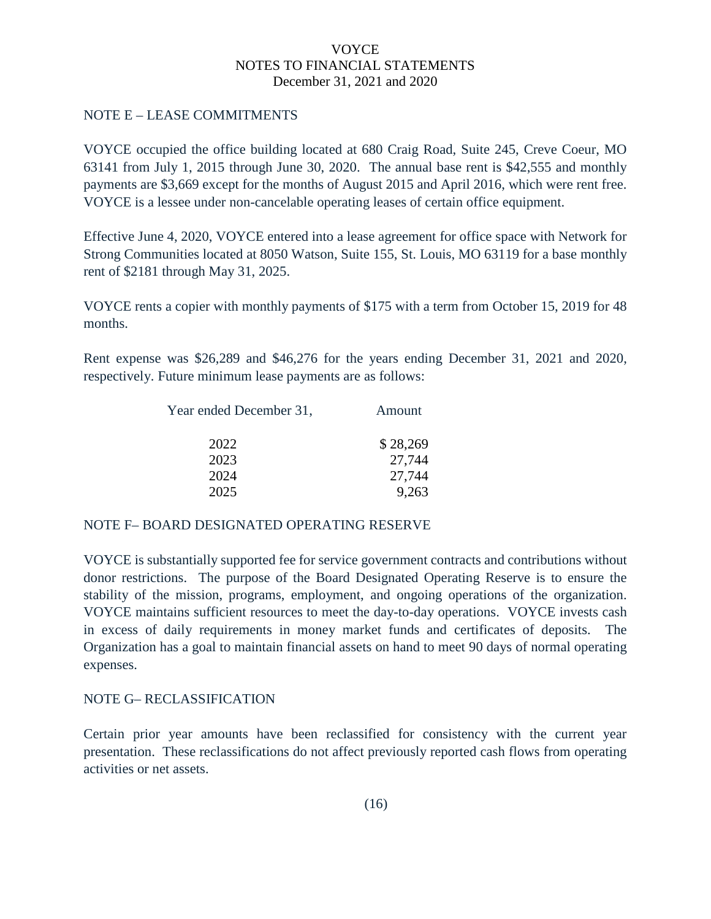## NOTE E – LEASE COMMITMENTS

VOYCE occupied the office building located at 680 Craig Road, Suite 245, Creve Coeur, MO 63141 from July 1, 2015 through June 30, 2020. The annual base rent is $42,555 and monthly payments are $3,669 except for the months of August 2015 and April 2016, which were rent free. VOYCE is a lessee under non-cancelable operating leases of certain office equipment.

Effective June 4, 2020, VOYCE entered into a lease agreement for office space with Network for Strong Communities located at 8050 Watson, Suite 155, St. Louis, MO 63119 for a base monthly rent of $2181 through May 31, 2025.

VOYCE rents a copier with monthly payments of $175 with a term from October 15, 2019 for 48 months.

Rent expense was $26,289 and $46,276 for the years ending December 31, 2021 and 2020, respectively. Future minimum lease payments are as follows:

| Year ended December 31, | Amount |
|---|---|
| 2022 | $ 28,269 |
| 2023 | 27,744 |
| 2024 | 27,744 |
| 2025 | 9,263 |

## NOTE F– BOARD DESIGNATED OPERATING RESERVE

VOYCE is substantially supported fee for service government contracts and contributions without donor restrictions. The purpose of the Board Designated Operating Reserve is to ensure the stability of the mission, programs, employment, and ongoing operations of the organization. VOYCE maintains sufficient resources to meet the day-to-day operations. VOYCE invests cash in excess of daily requirements in money market funds and certificates of deposits. The Organization has a goal to maintain financial assets on hand to meet 90 days of normal operating expenses.

## NOTE G– RECLASSIFICATION

Certain prior year amounts have been reclassified for consistency with the current year presentation. These reclassifications do not affect previously reported cash flows from operating activities or net assets.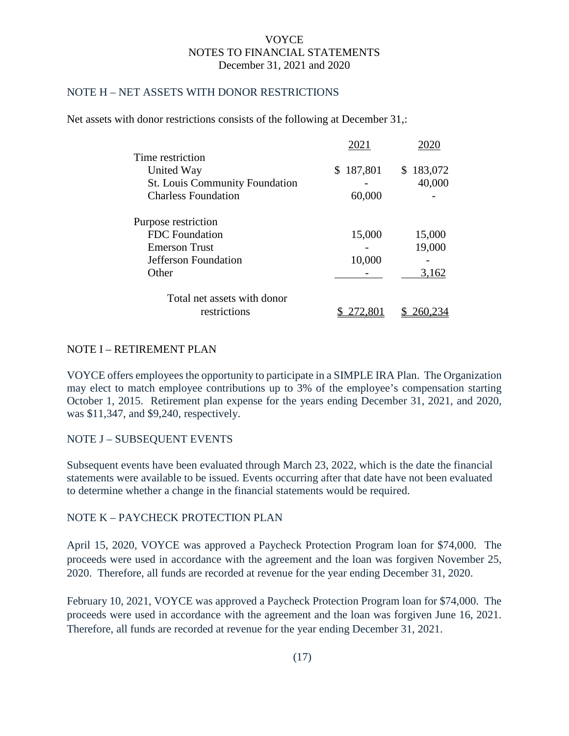VOYCE
NOTES TO FINANCIAL STATEMENTS
December 31, 2021 and 2020

## NOTE H – NET ASSETS WITH DONOR RESTRICTIONS

Net assets with donor restrictions consists of the following at December 31,:

| | 2021 | 2020 |
|---|---|---|
| Time restriction | | |
| United Way | $ 187,801 | $ 183,072 |
| St. Louis Community Foundation | - | 40,000 |
| Charless Foundation | 60,000 | - |
| Purpose restriction | | |
| FDC Foundation | 15,000 | 15,000 |
| Emerson Trust | - | 19,000 |
| Jefferson Foundation | 10,000 | - |
| Other | - | 3,162 |
| Total net assets with donor restrictions | $ 272,801 | $ 260,234 |

## NOTE I – RETIREMENT PLAN

VOYCE offers employees the opportunity to participate in a SIMPLE IRA Plan. The Organization may elect to match employee contributions up to 3% of the employee's compensation starting October 1, 2015. Retirement plan expense for the years ending December 31, 2021, and 2020, was $11,347, and $9,240, respectively.

## NOTE J – SUBSEQUENT EVENTS

Subsequent events have been evaluated through March 23, 2022, which is the date the financial statements were available to be issued. Events occurring after that date have not been evaluated to determine whether a change in the financial statements would be required.

## NOTE K – PAYCHECK PROTECTION PLAN

April 15, 2020, VOYCE was approved a Paycheck Protection Program loan for $74,000. The proceeds were used in accordance with the agreement and the loan was forgiven November 25, 2020. Therefore, all funds are recorded at revenue for the year ending December 31, 2020.

February 10, 2021, VOYCE was approved a Paycheck Protection Program loan for $74,000. The proceeds were used in accordance with the agreement and the loan was forgiven June 16, 2021. Therefore, all funds are recorded at revenue for the year ending December 31, 2021.